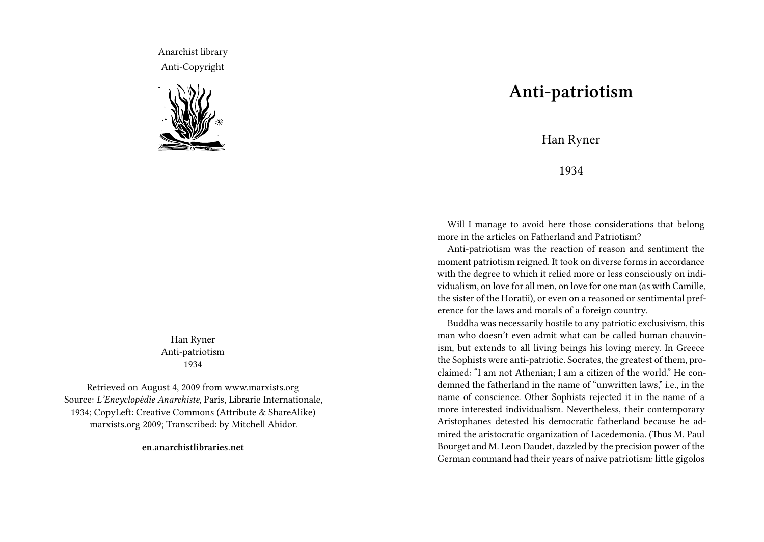Anarchist library
Anti-Copyright

Han Ryner
Anti-patriotism
1934

Retrieved on August 4, 2009 from www.marxists.org
Source: *L'Encyclopèdie Anarchiste*, Paris, Librarie Internationale, 1934; CopyLeft: Creative Commons (Attribute & ShareAlike) marxists.org 2009; Transcribed: by Mitchell Abidor.

**en.anarchistlibraries.net**

# Anti-patriotism

Han Ryner

1934

Will I manage to avoid here those considerations that belong more in the articles on Fatherland and Patriotism?

Anti-patriotism was the reaction of reason and sentiment the moment patriotism reigned. It took on diverse forms in accordance with the degree to which it relied more or less consciously on individualism, on love for all men, on love for one man (as with Camille, the sister of the Horatii), or even on a reasoned or sentimental preference for the laws and morals of a foreign country.

Buddha was necessarily hostile to any patriotic exclusivism, this man who doesn't even admit what can be called human chauvinism, but extends to all living beings his loving mercy. In Greece the Sophists were anti-patriotic. Socrates, the greatest of them, proclaimed: "I am not Athenian; I am a citizen of the world." He condemned the fatherland in the name of "unwritten laws," i.e., in the name of conscience. Other Sophists rejected it in the name of a more interested individualism. Nevertheless, their contemporary Aristophanes detested his democratic fatherland because he admired the aristocratic organization of Lacedemonia. (Thus M. Paul Bourget and M. Leon Daudet, dazzled by the precision power of the German command had their years of naive patriotism: little gigolos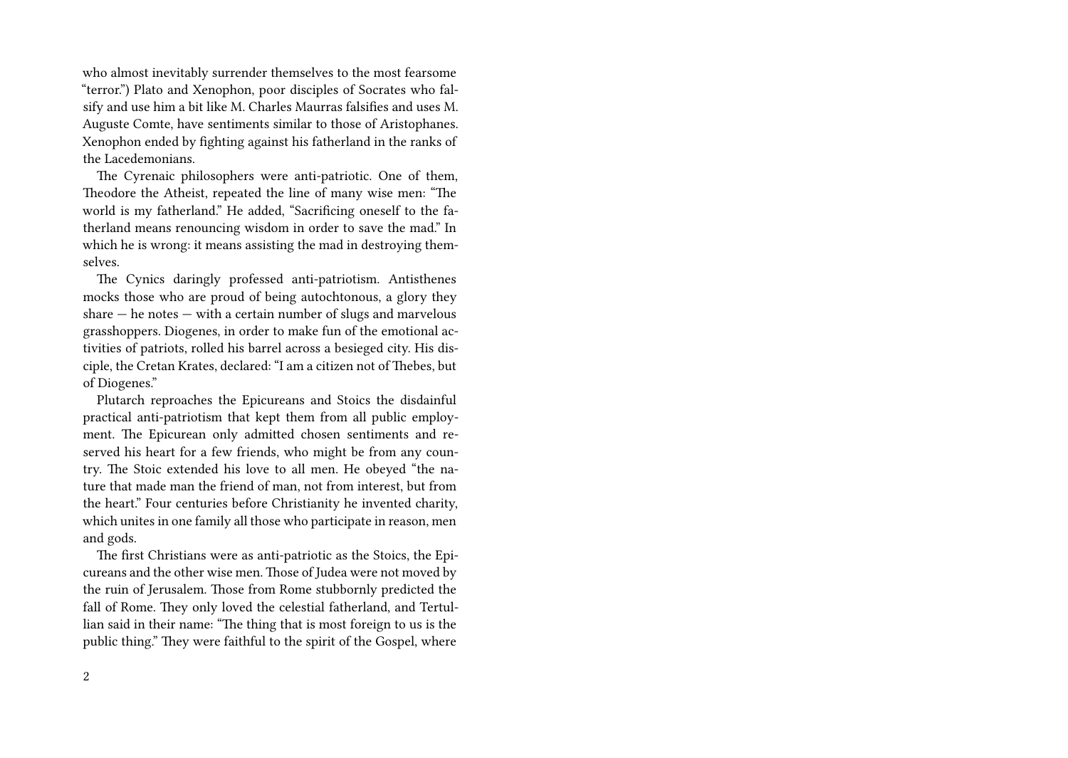who almost inevitably surrender themselves to the most fearsome "terror.") Plato and Xenophon, poor disciples of Socrates who falsify and use him a bit like M. Charles Maurras falsifies and uses M. Auguste Comte, have sentiments similar to those of Aristophanes. Xenophon ended by fighting against his fatherland in the ranks of the Lacedemonians.

The Cyrenaic philosophers were anti-patriotic. One of them, Theodore the Atheist, repeated the line of many wise men: "The world is my fatherland." He added, "Sacrificing oneself to the fatherland means renouncing wisdom in order to save the mad." In which he is wrong: it means assisting the mad in destroying themselves.

The Cynics daringly professed anti-patriotism. Antisthenes mocks those who are proud of being autochtonous, a glory they share — he notes — with a certain number of slugs and marvelous grasshoppers. Diogenes, in order to make fun of the emotional activities of patriots, rolled his barrel across a besieged city. His disciple, the Cretan Krates, declared: "I am a citizen not of Thebes, but of Diogenes."

Plutarch reproaches the Epicureans and Stoics the disdainful practical anti-patriotism that kept them from all public employment. The Epicurean only admitted chosen sentiments and reserved his heart for a few friends, who might be from any country. The Stoic extended his love to all men. He obeyed "the nature that made man the friend of man, not from interest, but from the heart." Four centuries before Christianity he invented charity, which unites in one family all those who participate in reason, men and gods.

The first Christians were as anti-patriotic as the Stoics, the Epicureans and the other wise men. Those of Judea were not moved by the ruin of Jerusalem. Those from Rome stubbornly predicted the fall of Rome. They only loved the celestial fatherland, and Tertullian said in their name: "The thing that is most foreign to us is the public thing." They were faithful to the spirit of the Gospel, where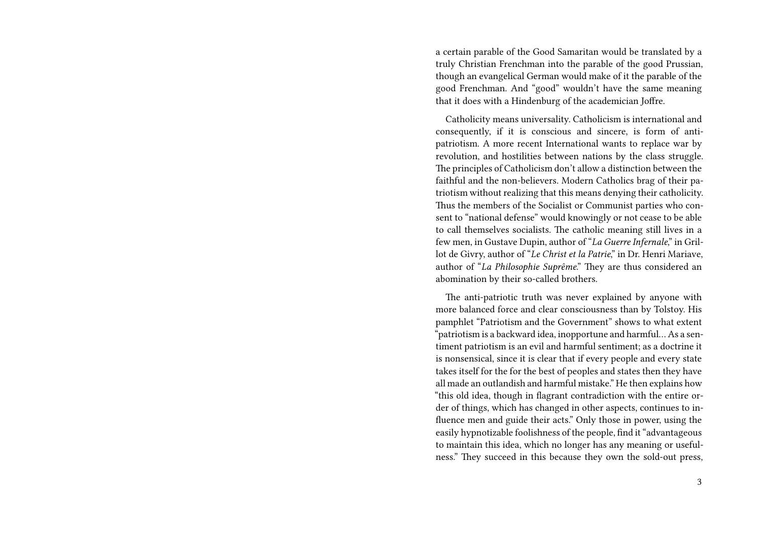a certain parable of the Good Samaritan would be translated by a truly Christian Frenchman into the parable of the good Prussian, though an evangelical German would make of it the parable of the good Frenchman. And "good" wouldn't have the same meaning that it does with a Hindenburg of the academician Joffre.

Catholicity means universality. Catholicism is international and consequently, if it is conscious and sincere, is form of anti-patriotism. A more recent International wants to replace war by revolution, and hostilities between nations by the class struggle. The principles of Catholicism don't allow a distinction between the faithful and the non-believers. Modern Catholics brag of their patriotism without realizing that this means denying their catholicity. Thus the members of the Socialist or Communist parties who consent to "national defense" would knowingly or not cease to be able to call themselves socialists. The catholic meaning still lives in a few men, in Gustave Dupin, author of "*La Guerre Infernale*," in Grillot de Givry, author of "*Le Christ et la Patrie*," in Dr. Henri Mariave, author of "*La Philosophie Suprême*." They are thus considered an abomination by their so-called brothers.

The anti-patriotic truth was never explained by anyone with more balanced force and clear consciousness than by Tolstoy. His pamphlet "Patriotism and the Government" shows to what extent "patriotism is a backward idea, inopportune and harmful… As a sentiment patriotism is an evil and harmful sentiment; as a doctrine it is nonsensical, since it is clear that if every people and every state takes itself for the for the best of peoples and states then they have all made an outlandish and harmful mistake." He then explains how "this old idea, though in flagrant contradiction with the entire order of things, which has changed in other aspects, continues to influence men and guide their acts." Only those in power, using the easily hypnotizable foolishness of the people, find it "advantageous to maintain this idea, which no longer has any meaning or usefulness." They succeed in this because they own the sold-out press,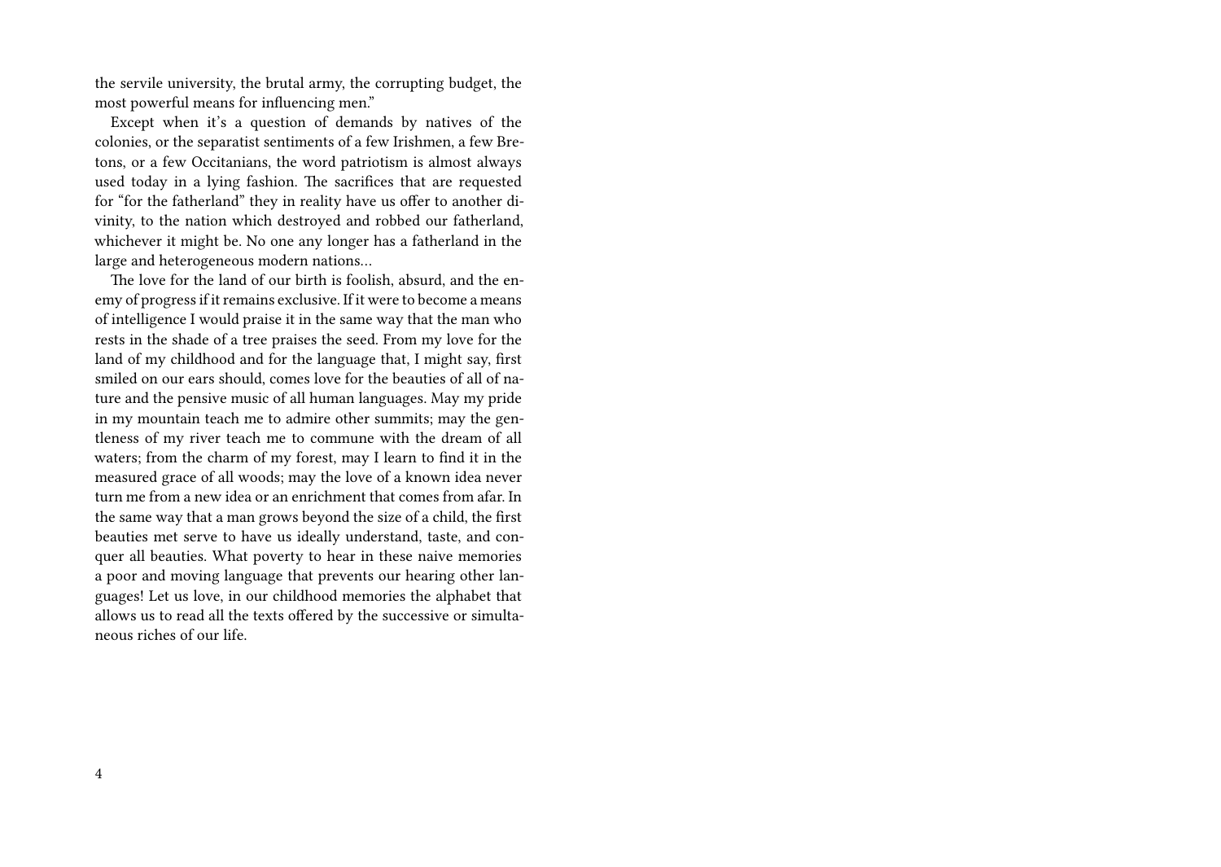the servile university, the brutal army, the corrupting budget, the most powerful means for influencing men."

Except when it's a question of demands by natives of the colonies, or the separatist sentiments of a few Irishmen, a few Bretons, or a few Occitanians, the word patriotism is almost always used today in a lying fashion. The sacrifices that are requested for "for the fatherland" they in reality have us offer to another divinity, to the nation which destroyed and robbed our fatherland, whichever it might be. No one any longer has a fatherland in the large and heterogeneous modern nations…

The love for the land of our birth is foolish, absurd, and the enemy of progress if it remains exclusive. If it were to become a means of intelligence I would praise it in the same way that the man who rests in the shade of a tree praises the seed. From my love for the land of my childhood and for the language that, I might say, first smiled on our ears should, comes love for the beauties of all of nature and the pensive music of all human languages. May my pride in my mountain teach me to admire other summits; may the gentleness of my river teach me to commune with the dream of all waters; from the charm of my forest, may I learn to find it in the measured grace of all woods; may the love of a known idea never turn me from a new idea or an enrichment that comes from afar. In the same way that a man grows beyond the size of a child, the first beauties met serve to have us ideally understand, taste, and conquer all beauties. What poverty to hear in these naive memories a poor and moving language that prevents our hearing other languages! Let us love, in our childhood memories the alphabet that allows us to read all the texts offered by the successive or simultaneous riches of our life.